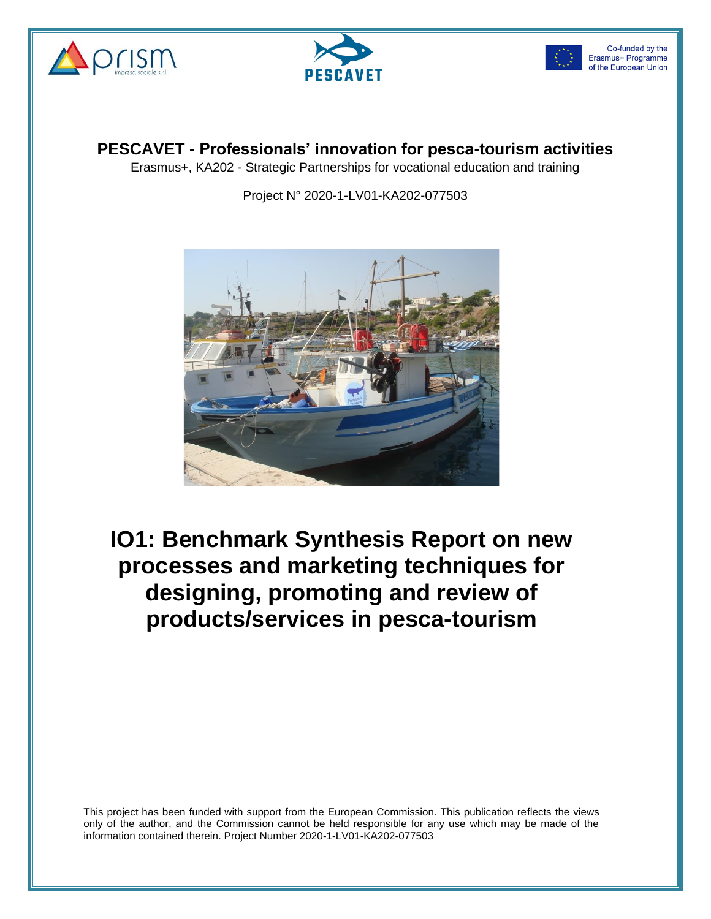Co-funded by the Erasmus+ Programme of the European Union

**PESCAVET - Professionals' innovation for pesca-tourism activities**

Erasmus+, KA202 - Strategic Partnerships for vocational education and training

Project N° 2020-1-LV01-KA202-077503

# IO1: Benchmark Synthesis Report on new processes and marketing techniques for designing, promoting and review of products/services in pesca-tourism

This project has been funded with support from the European Commission. This publication reflects the views only of the author, and the Commission cannot be held responsible for any use which may be made of the information contained therein. Project Number 2020-1-LV01-KA202-077503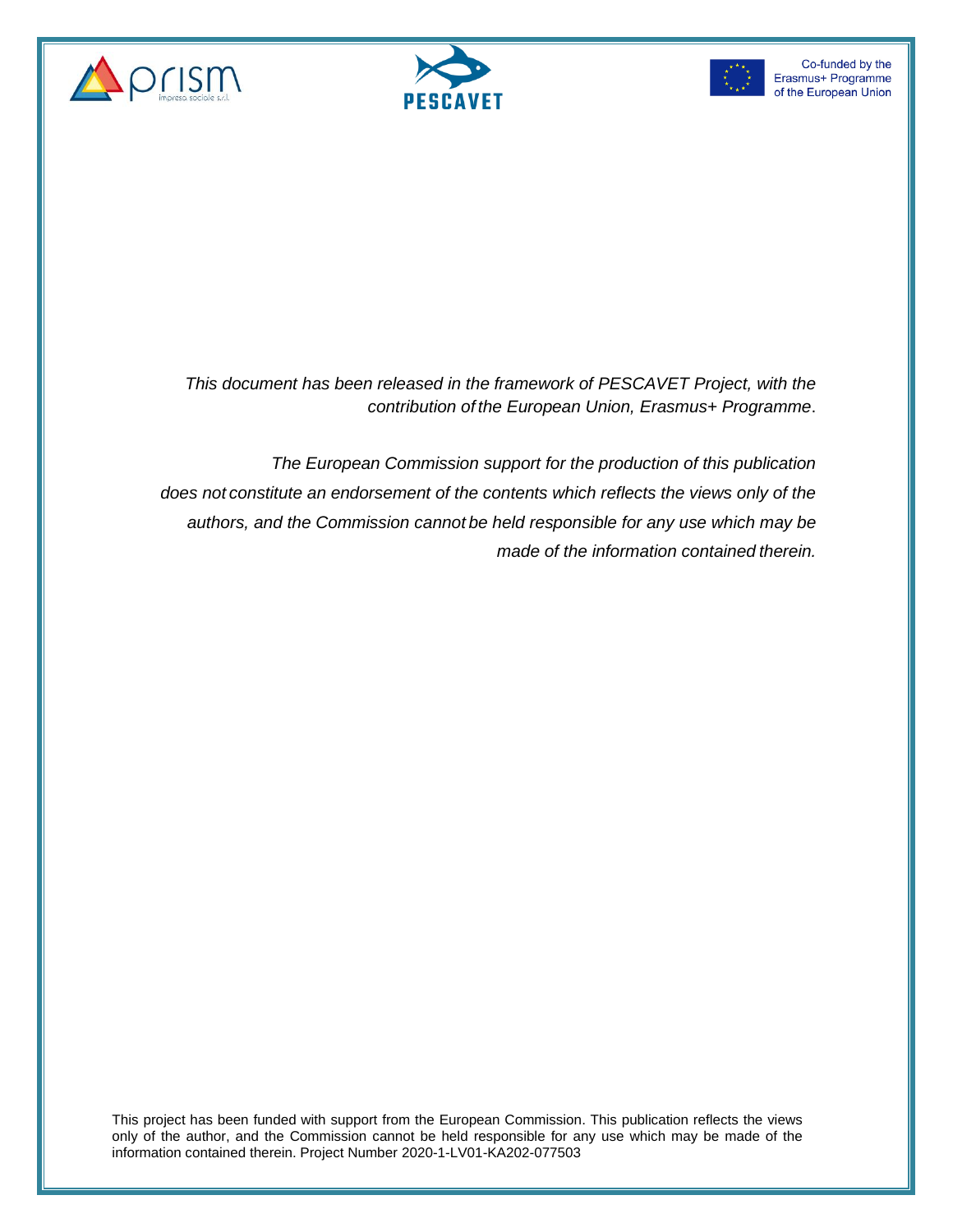*This document has been released in the framework of PESCAVET Project, with the contribution of the European Union, Erasmus+ Programme*.

*The European Commission support for the production of this publication does not constitute an endorsement of the contents which reflects the views only of the authors, and the Commission cannot be held responsible for any use which may be made of the information contained therein.*

This project has been funded with support from the European Commission. This publication reflects the views only of the author, and the Commission cannot be held responsible for any use which may be made of the information contained therein. Project Number 2020-1-LV01-KA202-077503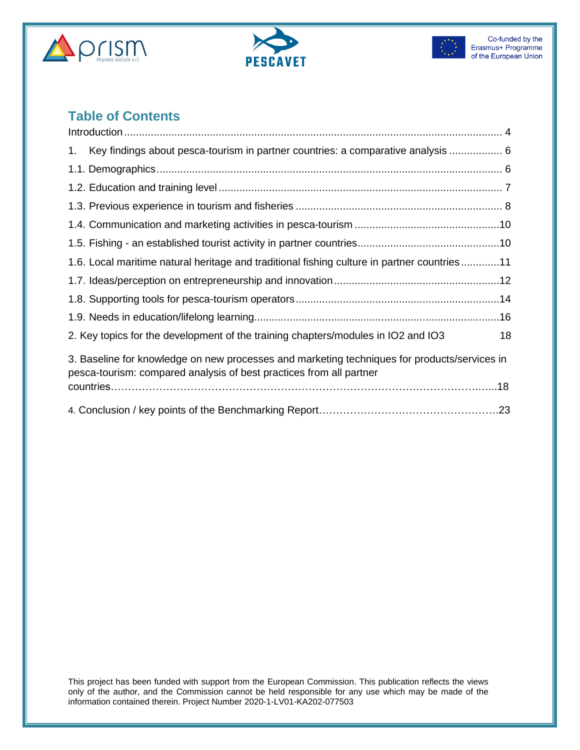## Table of Contents

Introduction ..... 4

1. Key findings about pesca-tourism in partner countries: a comparative analysis ..... 6

1.1. Demographics ..... 6

1.2. Education and training level ..... 7

1.3. Previous experience in tourism and fisheries ..... 8

1.4. Communication and marketing activities in pesca-tourism ..... 10

1.5. Fishing - an established tourist activity in partner countries ..... 10

1.6. Local maritime natural heritage and traditional fishing culture in partner countries ..... 11

1.7. Ideas/perception on entrepreneurship and innovation ..... 12

1.8. Supporting tools for pesca-tourism operators ..... 14

1.9. Needs in education/lifelong learning ..... 16

2. Key topics for the development of the training chapters/modules in IO2 and IO3 ..... 18

3. Baseline for knowledge on new processes and marketing techniques for products/services in pesca-tourism: compared analysis of best practices from all partner countries ..... 18

4. Conclusion / key points of the Benchmarking Report ..... 23

This project has been funded with support from the European Commission. This publication reflects the views only of the author, and the Commission cannot be held responsible for any use which may be made of the information contained therein. Project Number 2020-1-LV01-KA202-077503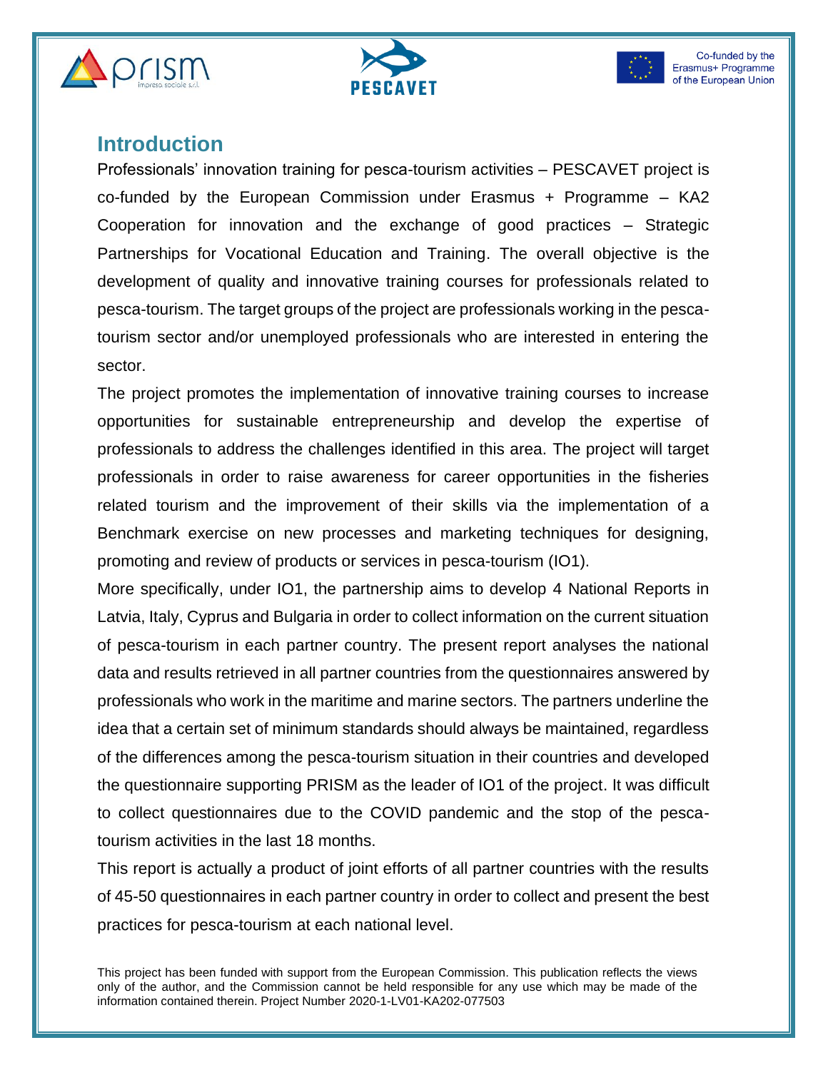## Introduction

Professionals' innovation training for pesca-tourism activities – PESCAVET project is co-funded by the European Commission under Erasmus + Programme – KA2 Cooperation for innovation and the exchange of good practices – Strategic Partnerships for Vocational Education and Training. The overall objective is the development of quality and innovative training courses for professionals related to pesca-tourism. The target groups of the project are professionals working in the pesca-tourism sector and/or unemployed professionals who are interested in entering the sector.

The project promotes the implementation of innovative training courses to increase opportunities for sustainable entrepreneurship and develop the expertise of professionals to address the challenges identified in this area. The project will target professionals in order to raise awareness for career opportunities in the fisheries related tourism and the improvement of their skills via the implementation of a Benchmark exercise on new processes and marketing techniques for designing, promoting and review of products or services in pesca-tourism (IO1).

More specifically, under IO1, the partnership aims to develop 4 National Reports in Latvia, Italy, Cyprus and Bulgaria in order to collect information on the current situation of pesca-tourism in each partner country. The present report analyses the national data and results retrieved in all partner countries from the questionnaires answered by professionals who work in the maritime and marine sectors. The partners underline the idea that a certain set of minimum standards should always be maintained, regardless of the differences among the pesca-tourism situation in their countries and developed the questionnaire supporting PRISM as the leader of IO1 of the project. It was difficult to collect questionnaires due to the COVID pandemic and the stop of the pesca-tourism activities in the last 18 months.

This report is actually a product of joint efforts of all partner countries with the results of 45-50 questionnaires in each partner country in order to collect and present the best practices for pesca-tourism at each national level.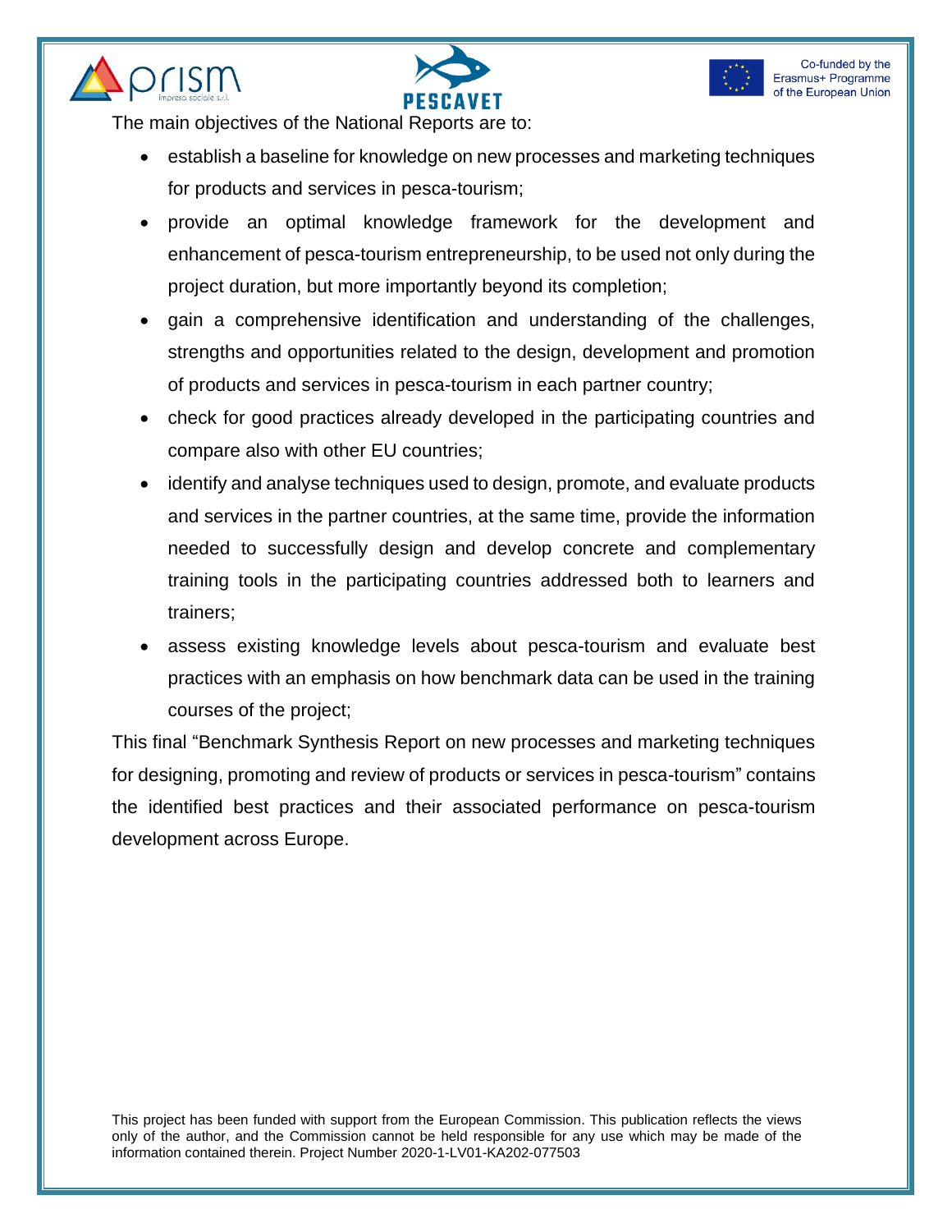The main objectives of the National Reports are to:

- establish a baseline for knowledge on new processes and marketing techniques for products and services in pesca-tourism;
- provide an optimal knowledge framework for the development and enhancement of pesca-tourism entrepreneurship, to be used not only during the project duration, but more importantly beyond its completion;
- gain a comprehensive identification and understanding of the challenges, strengths and opportunities related to the design, development and promotion of products and services in pesca-tourism in each partner country;
- check for good practices already developed in the participating countries and compare also with other EU countries;
- identify and analyse techniques used to design, promote, and evaluate products and services in the partner countries, at the same time, provide the information needed to successfully design and develop concrete and complementary training tools in the participating countries addressed both to learners and trainers;
- assess existing knowledge levels about pesca-tourism and evaluate best practices with an emphasis on how benchmark data can be used in the training courses of the project;

This final "Benchmark Synthesis Report on new processes and marketing techniques for designing, promoting and review of products or services in pesca-tourism" contains the identified best practices and their associated performance on pesca-tourism development across Europe.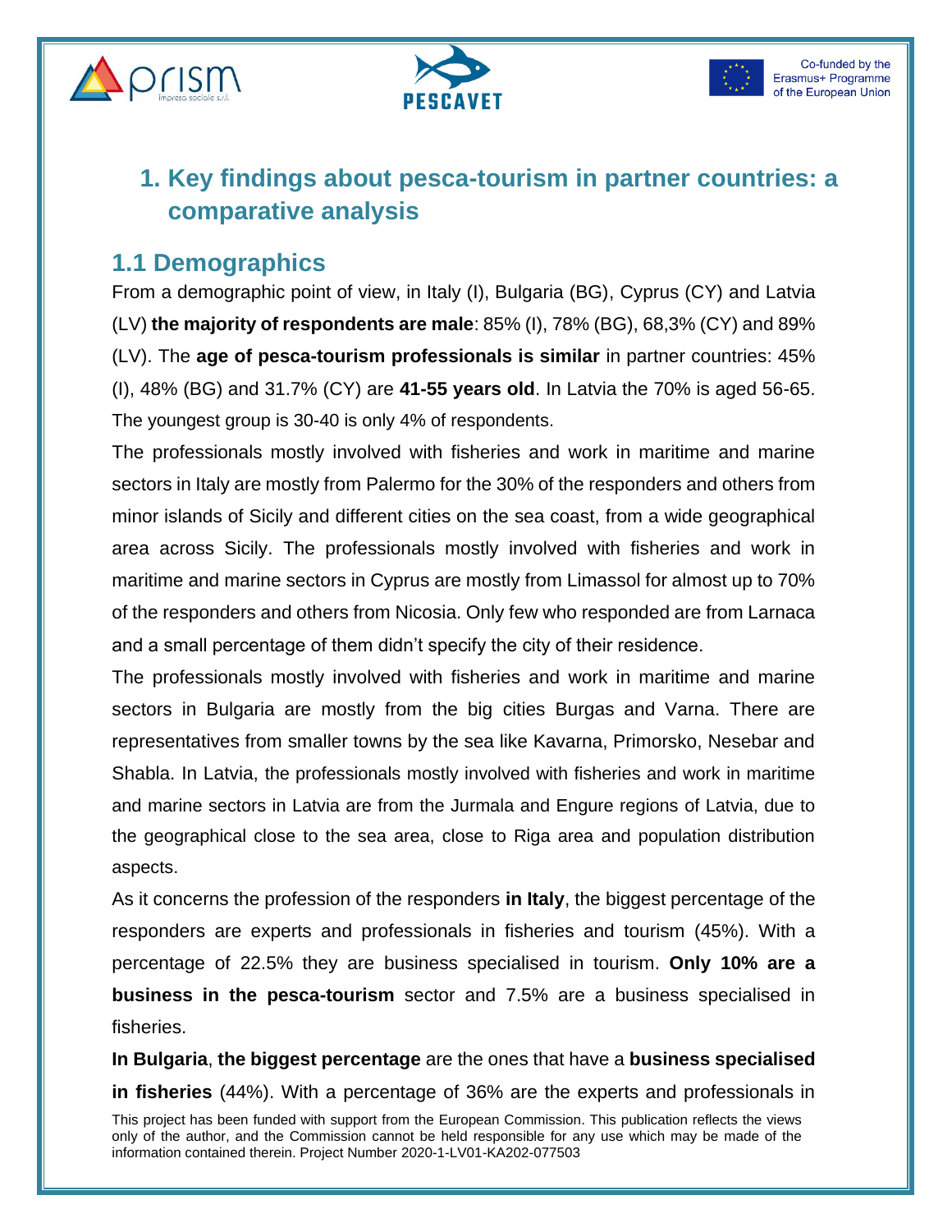# 1. Key findings about pesca-tourism in partner countries: a comparative analysis

## 1.1 Demographics

From a demographic point of view, in Italy (I), Bulgaria (BG), Cyprus (CY) and Latvia (LV) **the majority of respondents are male**: 85% (I), 78% (BG), 68,3% (CY) and 89% (LV). The **age of pesca-tourism professionals is similar** in partner countries: 45% (I), 48% (BG) and 31.7% (CY) are **41-55 years old**. In Latvia the 70% is aged 56-65. The youngest group is 30-40 is only 4% of respondents.

The professionals mostly involved with fisheries and work in maritime and marine sectors in Italy are mostly from Palermo for the 30% of the responders and others from minor islands of Sicily and different cities on the sea coast, from a wide geographical area across Sicily. The professionals mostly involved with fisheries and work in maritime and marine sectors in Cyprus are mostly from Limassol for almost up to 70% of the responders and others from Nicosia. Only few who responded are from Larnaca and a small percentage of them didn't specify the city of their residence.

The professionals mostly involved with fisheries and work in maritime and marine sectors in Bulgaria are mostly from the big cities Burgas and Varna. There are representatives from smaller towns by the sea like Kavarna, Primorsko, Nesebar and Shabla. In Latvia, the professionals mostly involved with fisheries and work in maritime and marine sectors in Latvia are from the Jurmala and Engure regions of Latvia, due to the geographical close to the sea area, close to Riga area and population distribution aspects.

As it concerns the profession of the responders **in Italy**, the biggest percentage of the responders are experts and professionals in fisheries and tourism (45%). With a percentage of 22.5% they are business specialised in tourism. **Only 10% are a business in the pesca-tourism** sector and 7.5% are a business specialised in fisheries.

**In Bulgaria**, **the biggest percentage** are the ones that have a **business specialised in fisheries** (44%). With a percentage of 36% are the experts and professionals in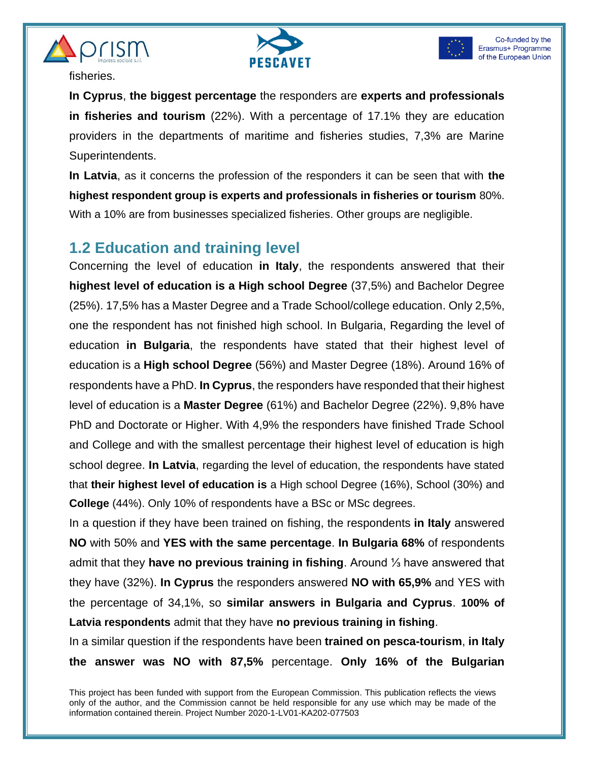fisheries.

**In Cyprus**, **the biggest percentage** the responders are **experts and professionals in fisheries and tourism** (22%). With a percentage of 17.1% they are education providers in the departments of maritime and fisheries studies, 7,3% are Marine Superintendents.

**In Latvia**, as it concerns the profession of the responders it can be seen that with **the highest respondent group is experts and professionals in fisheries or tourism** 80%. With a 10% are from businesses specialized fisheries. Other groups are negligible.

## 1.2 Education and training level

Concerning the level of education **in Italy**, the respondents answered that their **highest level of education is a High school Degree** (37,5%) and Bachelor Degree (25%). 17,5% has a Master Degree and a Trade School/college education. Only 2,5%, one the respondent has not finished high school. In Bulgaria, Regarding the level of education **in Bulgaria**, the respondents have stated that their highest level of education is a **High school Degree** (56%) and Master Degree (18%). Around 16% of respondents have a PhD. **In Cyprus**, the responders have responded that their highest level of education is a **Master Degree** (61%) and Bachelor Degree (22%). 9,8% have PhD and Doctorate or Higher. With 4,9% the responders have finished Trade School and College and with the smallest percentage their highest level of education is high school degree. **In Latvia**, regarding the level of education, the respondents have stated that **their highest level of education is** a High school Degree (16%), School (30%) and **College** (44%). Only 10% of respondents have a BSc or MSc degrees.

In a question if they have been trained on fishing, the respondents **in Italy** answered **NO** with 50% and **YES with the same percentage**. **In Bulgaria 68%** of respondents admit that they **have no previous training in fishing**. Around ⅓ have answered that they have (32%). **In Cyprus** the responders answered **NO with 65,9%** and YES with the percentage of 34,1%, so **similar answers in Bulgaria and Cyprus**. **100% of Latvia respondents** admit that they have **no previous training in fishing**.

In a similar question if the respondents have been **trained on pesca-tourism**, **in Italy the answer was NO with 87,5%** percentage. **Only 16% of the Bulgarian**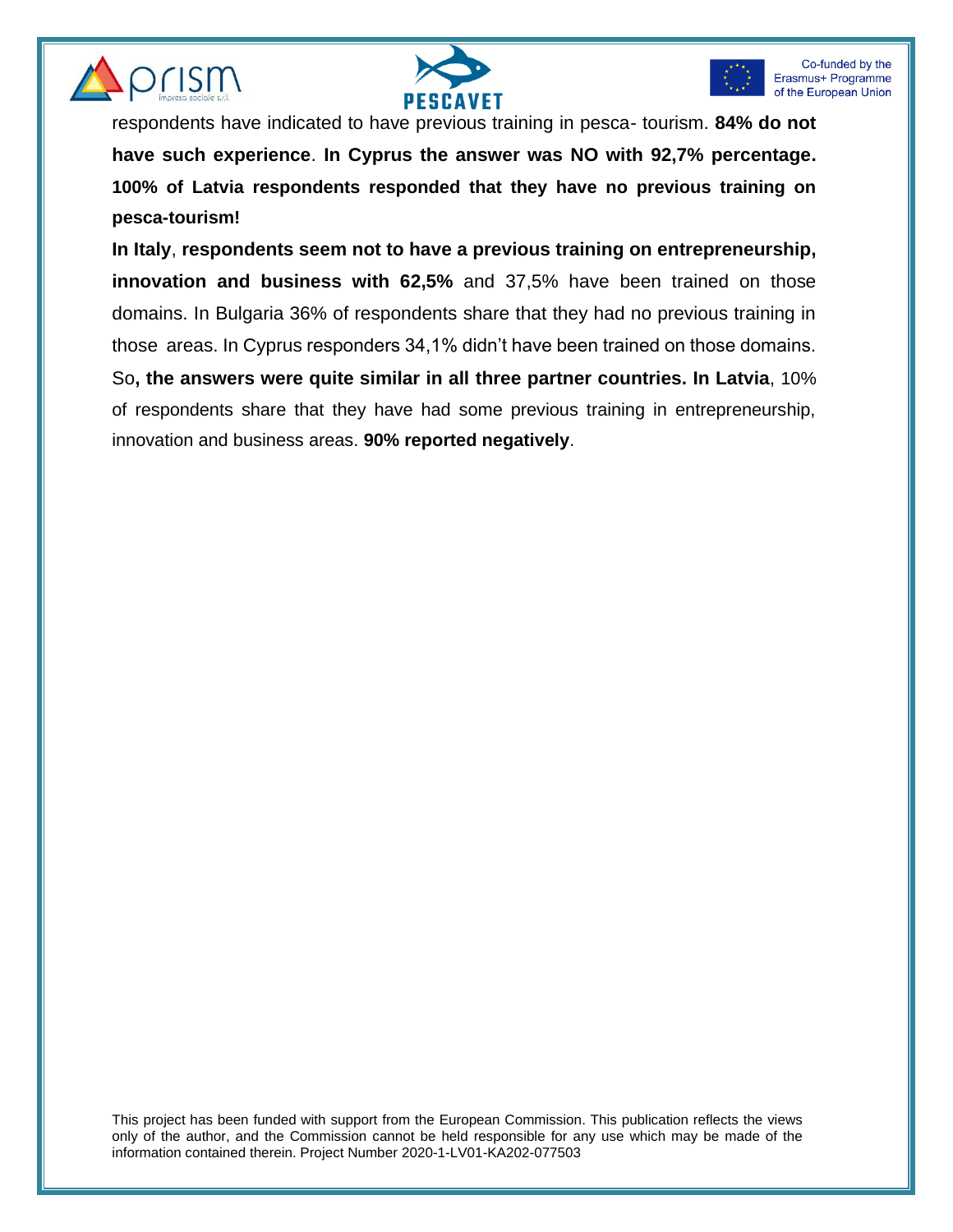respondents have indicated to have previous training in pesca- tourism. **84% do not have such experience**. **In Cyprus the answer was NO with 92,7% percentage. 100% of Latvia respondents responded that they have no previous training on pesca-tourism!**

**In Italy**, **respondents seem not to have a previous training on entrepreneurship, innovation and business with 62,5%** and 37,5% have been trained on those domains. In Bulgaria 36% of respondents share that they had no previous training in those areas. In Cyprus responders 34,1% didn't have been trained on those domains. So**, the answers were quite similar in all three partner countries. In Latvia**, 10% of respondents share that they have had some previous training in entrepreneurship, innovation and business areas. **90% reported negatively**.

This project has been funded with support from the European Commission. This publication reflects the views only of the author, and the Commission cannot be held responsible for any use which may be made of the information contained therein. Project Number 2020-1-LV01-KA202-077503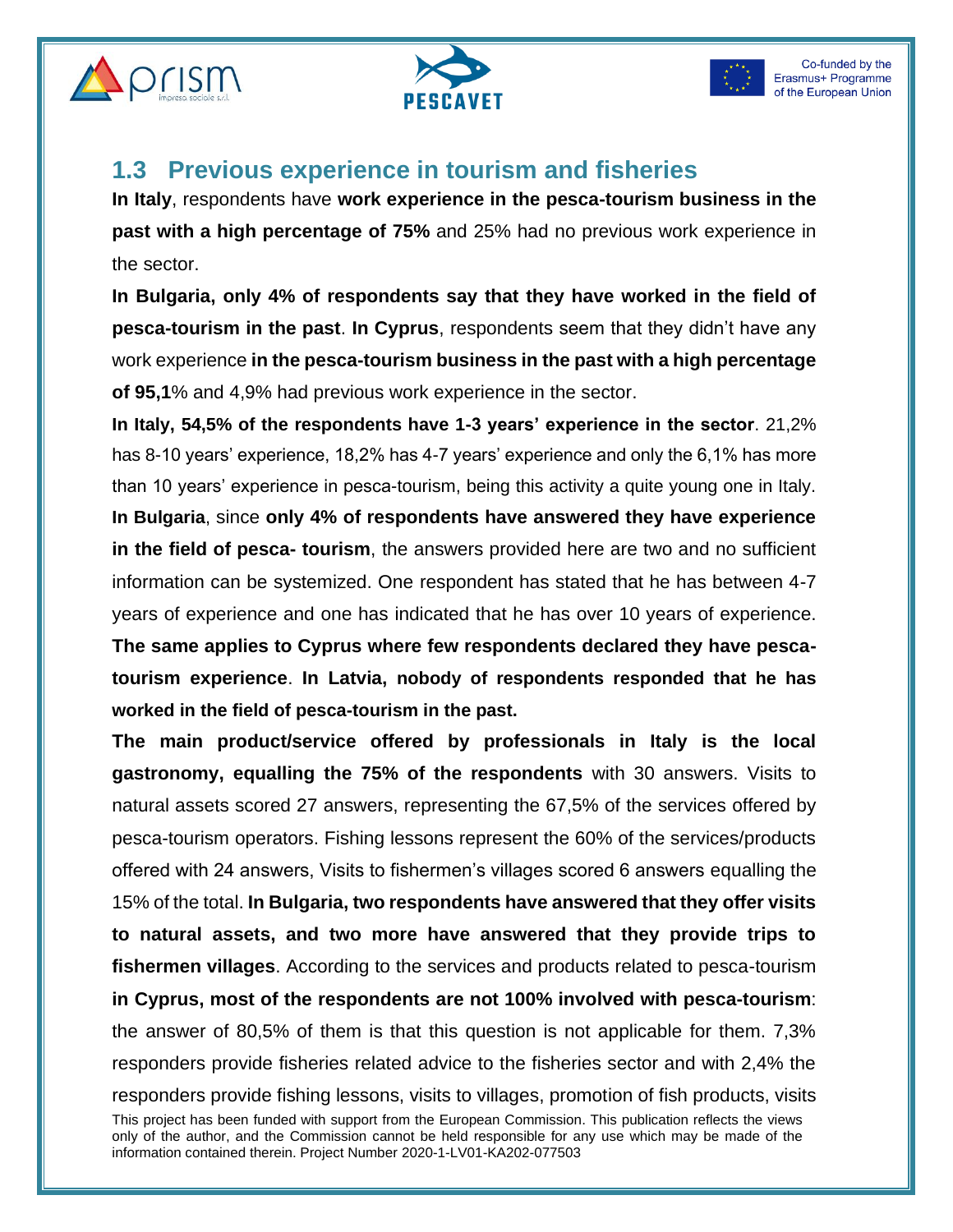## 1.3 Previous experience in tourism and fisheries

**In Italy**, respondents have **work experience in the pesca-tourism business in the past with a high percentage of 75%** and 25% had no previous work experience in the sector.

**In Bulgaria, only 4% of respondents say that they have worked in the field of pesca-tourism in the past**. **In Cyprus**, respondents seem that they didn't have any work experience **in the pesca-tourism business in the past with a high percentage of 95,1**% and 4,9% had previous work experience in the sector.

**In Italy, 54,5% of the respondents have 1-3 years' experience in the sector**. 21,2% has 8-10 years' experience, 18,2% has 4-7 years' experience and only the 6,1% has more than 10 years' experience in pesca-tourism, being this activity a quite young one in Italy. **In Bulgaria**, since **only 4% of respondents have answered they have experience in the field of pesca- tourism**, the answers provided here are two and no sufficient information can be systemized. One respondent has stated that he has between 4-7 years of experience and one has indicated that he has over 10 years of experience. **The same applies to Cyprus where few respondents declared they have pesca-tourism experience**. **In Latvia, nobody of respondents responded that he has worked in the field of pesca-tourism in the past.**

**The main product/service offered by professionals in Italy is the local gastronomy, equalling the 75% of the respondents** with 30 answers. Visits to natural assets scored 27 answers, representing the 67,5% of the services offered by pesca-tourism operators. Fishing lessons represent the 60% of the services/products offered with 24 answers, Visits to fishermen's villages scored 6 answers equalling the 15% of the total. **In Bulgaria, two respondents have answered that they offer visits to natural assets, and two more have answered that they provide trips to fishermen villages**. According to the services and products related to pesca-tourism **in Cyprus, most of the respondents are not 100% involved with pesca-tourism**: the answer of 80,5% of them is that this question is not applicable for them. 7,3% responders provide fisheries related advice to the fisheries sector and with 2,4% the responders provide fishing lessons, visits to villages, promotion of fish products, visits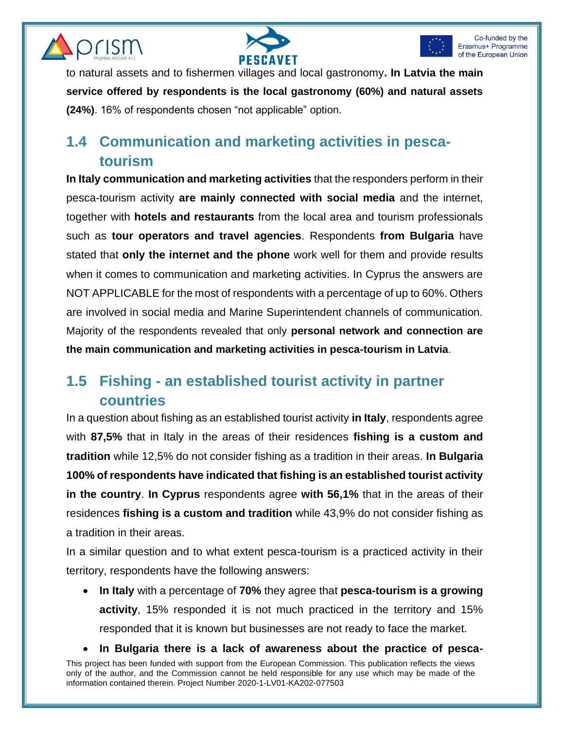to natural assets and to fishermen villages and local gastronomy**. In Latvia the main service offered by respondents is the local gastronomy (60%) and natural assets (24%)**. 16% of respondents chosen "not applicable" option.

## 1.4 Communication and marketing activities in pesca-tourism

**In Italy communication and marketing activities** that the responders perform in their pesca-tourism activity **are mainly connected with social media** and the internet, together with **hotels and restaurants** from the local area and tourism professionals such as **tour operators and travel agencies**. Respondents **from Bulgaria** have stated that **only the internet and the phone** work well for them and provide results when it comes to communication and marketing activities. In Cyprus the answers are NOT APPLICABLE for the most of respondents with a percentage of up to 60%. Others are involved in social media and Marine Superintendent channels of communication. Majority of the respondents revealed that only **personal network and connection are the main communication and marketing activities in pesca-tourism in Latvia**.

## 1.5 Fishing - an established tourist activity in partner countries

In a question about fishing as an established tourist activity **in Italy**, respondents agree with **87,5%** that in Italy in the areas of their residences **fishing is a custom and tradition** while 12,5% do not consider fishing as a tradition in their areas. **In Bulgaria 100% of respondents have indicated that fishing is an established tourist activity in the country**. **In Cyprus** respondents agree **with 56,1%** that in the areas of their residences **fishing is a custom and tradition** while 43,9% do not consider fishing as a tradition in their areas.

In a similar question and to what extent pesca-tourism is a practiced activity in their territory, respondents have the following answers:

- **In Italy** with a percentage of **70%** they agree that **pesca-tourism is a growing activity**, 15% responded it is not much practiced in the territory and 15% responded that it is known but businesses are not ready to face the market.
- **In Bulgaria there is a lack of awareness about the practice of pesca-**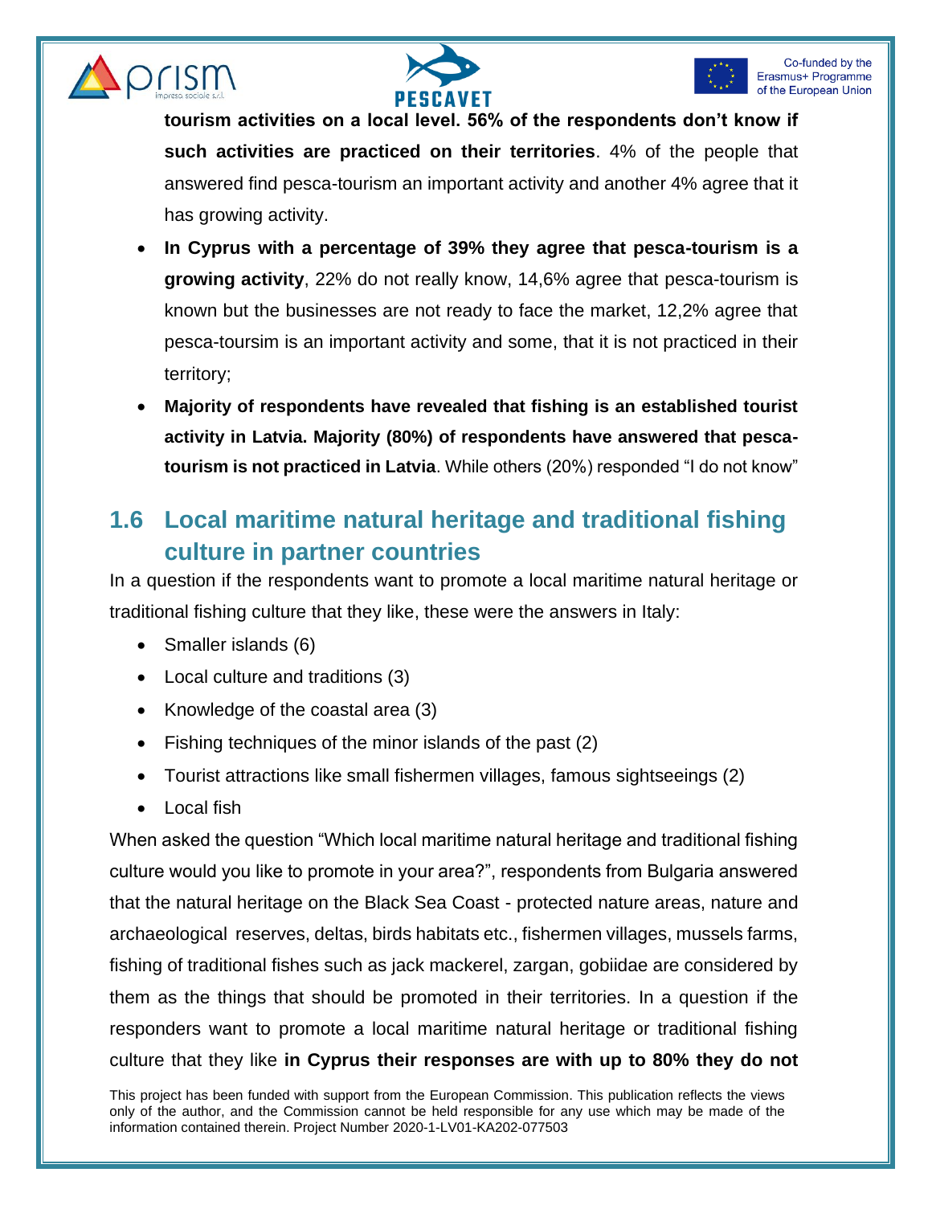**tourism activities on a local level. 56% of the respondents don't know if such activities are practiced on their territories**. 4% of the people that answered find pesca-tourism an important activity and another 4% agree that it has growing activity.

- **In Cyprus with a percentage of 39% they agree that pesca-tourism is a growing activity**, 22% do not really know, 14,6% agree that pesca-tourism is known but the businesses are not ready to face the market, 12,2% agree that pesca-toursim is an important activity and some, that it is not practiced in their territory;
- **Majority of respondents have revealed that fishing is an established tourist activity in Latvia. Majority (80%) of respondents have answered that pesca-tourism is not practiced in Latvia**. While others (20%) responded "I do not know"

## 1.6 Local maritime natural heritage and traditional fishing culture in partner countries

In a question if the respondents want to promote a local maritime natural heritage or traditional fishing culture that they like, these were the answers in Italy:

- Smaller islands (6)
- Local culture and traditions (3)
- Knowledge of the coastal area (3)
- Fishing techniques of the minor islands of the past (2)
- Tourist attractions like small fishermen villages, famous sightseeings (2)
- Local fish

When asked the question "Which local maritime natural heritage and traditional fishing culture would you like to promote in your area?", respondents from Bulgaria answered that the natural heritage on the Black Sea Coast - protected nature areas, nature and archaeological reserves, deltas, birds habitats etc., fishermen villages, mussels farms, fishing of traditional fishes such as jack mackerel, zargan, gobiidae are considered by them as the things that should be promoted in their territories. In a question if the responders want to promote a local maritime natural heritage or traditional fishing culture that they like **in Cyprus their responses are with up to 80% they do not**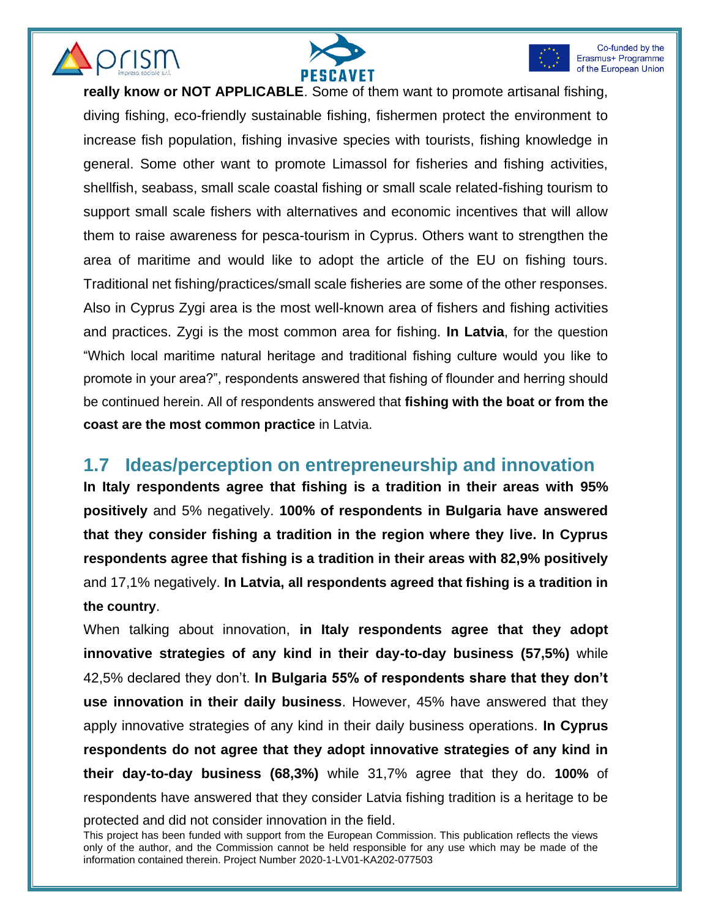**really know or NOT APPLICABLE**. Some of them want to promote artisanal fishing, diving fishing, eco-friendly sustainable fishing, fishermen protect the environment to increase fish population, fishing invasive species with tourists, fishing knowledge in general. Some other want to promote Limassol for fisheries and fishing activities, shellfish, seabass, small scale coastal fishing or small scale related-fishing tourism to support small scale fishers with alternatives and economic incentives that will allow them to raise awareness for pesca-tourism in Cyprus. Others want to strengthen the area of maritime and would like to adopt the article of the EU on fishing tours. Traditional net fishing/practices/small scale fisheries are some of the other responses. Also in Cyprus Zygi area is the most well-known area of fishers and fishing activities and practices. Zygi is the most common area for fishing. **In Latvia**, for the question "Which local maritime natural heritage and traditional fishing culture would you like to promote in your area?", respondents answered that fishing of flounder and herring should be continued herein. All of respondents answered that **fishing with the boat or from the coast are the most common practice** in Latvia.

## 1.7 Ideas/perception on entrepreneurship and innovation

**In Italy respondents agree that fishing is a tradition in their areas with 95% positively** and 5% negatively. **100% of respondents in Bulgaria have answered that they consider fishing a tradition in the region where they live. In Cyprus respondents agree that fishing is a tradition in their areas with 82,9% positively** and 17,1% negatively. **In Latvia, all respondents agreed that fishing is a tradition in the country**.

When talking about innovation, **in Italy respondents agree that they adopt innovative strategies of any kind in their day-to-day business (57,5%)** while 42,5% declared they don't. **In Bulgaria 55% of respondents share that they don't use innovation in their daily business**. However, 45% have answered that they apply innovative strategies of any kind in their daily business operations. **In Cyprus respondents do not agree that they adopt innovative strategies of any kind in their day-to-day business (68,3%)** while 31,7% agree that they do. **100%** of respondents have answered that they consider Latvia fishing tradition is a heritage to be protected and did not consider innovation in the field.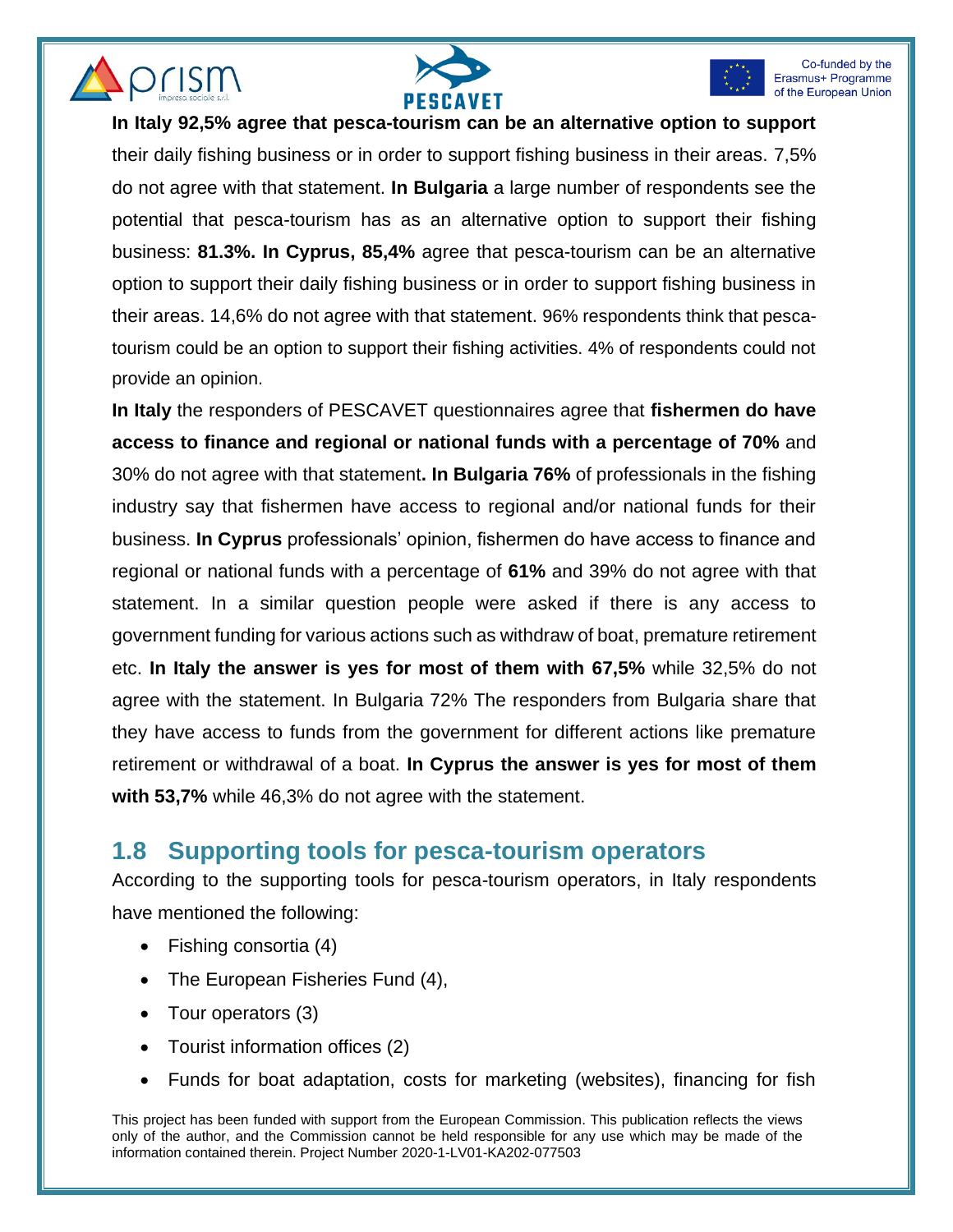**In Italy 92,5% agree that pesca-tourism can be an alternative option to support** their daily fishing business or in order to support fishing business in their areas. 7,5% do not agree with that statement. **In Bulgaria** a large number of respondents see the potential that pesca-tourism has as an alternative option to support their fishing business: **81.3%. In Cyprus, 85,4%** agree that pesca-tourism can be an alternative option to support their daily fishing business or in order to support fishing business in their areas. 14,6% do not agree with that statement. 96% respondents think that pesca-tourism could be an option to support their fishing activities. 4% of respondents could not provide an opinion.

**In Italy** the responders of PESCAVET questionnaires agree that **fishermen do have access to finance and regional or national funds with a percentage of 70%** and 30% do not agree with that statement**. In Bulgaria 76%** of professionals in the fishing industry say that fishermen have access to regional and/or national funds for their business. **In Cyprus** professionals' opinion, fishermen do have access to finance and regional or national funds with a percentage of **61%** and 39% do not agree with that statement. In a similar question people were asked if there is any access to government funding for various actions such as withdraw of boat, premature retirement etc. **In Italy the answer is yes for most of them with 67,5%** while 32,5% do not agree with the statement. In Bulgaria 72% The responders from Bulgaria share that they have access to funds from the government for different actions like premature retirement or withdrawal of a boat. **In Cyprus the answer is yes for most of them with 53,7%** while 46,3% do not agree with the statement.

## 1.8 Supporting tools for pesca-tourism operators

According to the supporting tools for pesca-tourism operators, in Italy respondents have mentioned the following:

- Fishing consortia (4)
- The European Fisheries Fund (4),
- Tour operators (3)
- Tourist information offices (2)
- Funds for boat adaptation, costs for marketing (websites), financing for fish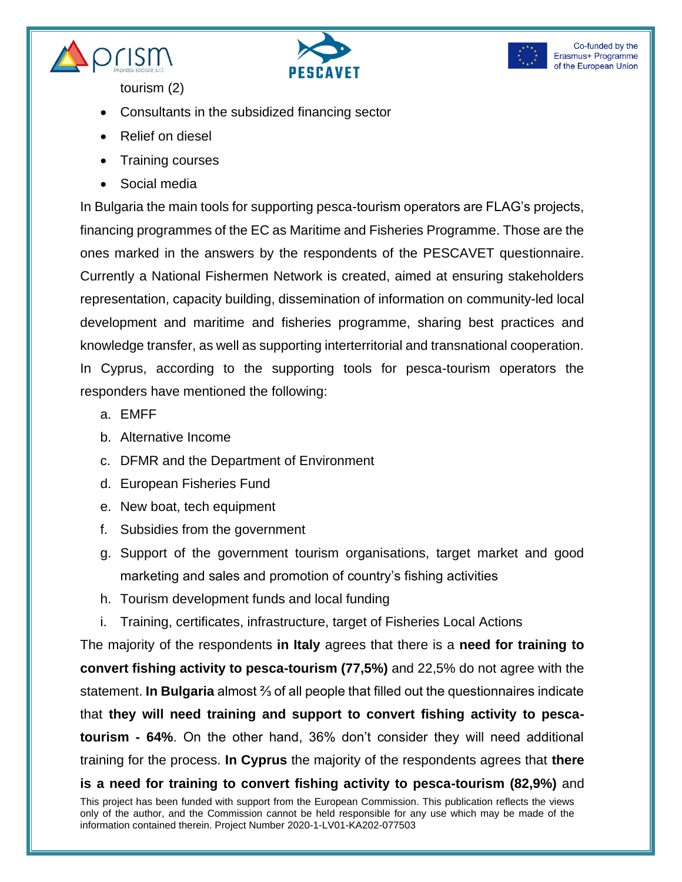tourism (2)

- Consultants in the subsidized financing sector
- Relief on diesel
- Training courses
- Social media

In Bulgaria the main tools for supporting pesca-tourism operators are FLAG's projects, financing programmes of the EC as Maritime and Fisheries Programme. Those are the ones marked in the answers by the respondents of the PESCAVET questionnaire. Currently a National Fishermen Network is created, aimed at ensuring stakeholders representation, capacity building, dissemination of information on community-led local development and maritime and fisheries programme, sharing best practices and knowledge transfer, as well as supporting interterritorial and transnational cooperation. In Cyprus, according to the supporting tools for pesca-tourism operators the responders have mentioned the following:

a. EMFF
b. Alternative Income
c. DFMR and the Department of Environment
d. European Fisheries Fund
e. New boat, tech equipment
f. Subsidies from the government
g. Support of the government tourism organisations, target market and good marketing and sales and promotion of country's fishing activities
h. Tourism development funds and local funding
i. Training, certificates, infrastructure, target of Fisheries Local Actions

The majority of the respondents **in Italy** agrees that there is a **need for training to convert fishing activity to pesca-tourism (77,5%)** and 22,5% do not agree with the statement. **In Bulgaria** almost ⅔ of all people that filled out the questionnaires indicate that **they will need training and support to convert fishing activity to pesca-tourism - 64%**. On the other hand, 36% don't consider they will need additional training for the process. **In Cyprus** the majority of the respondents agrees that **there is a need for training to convert fishing activity to pesca-tourism (82,9%)** and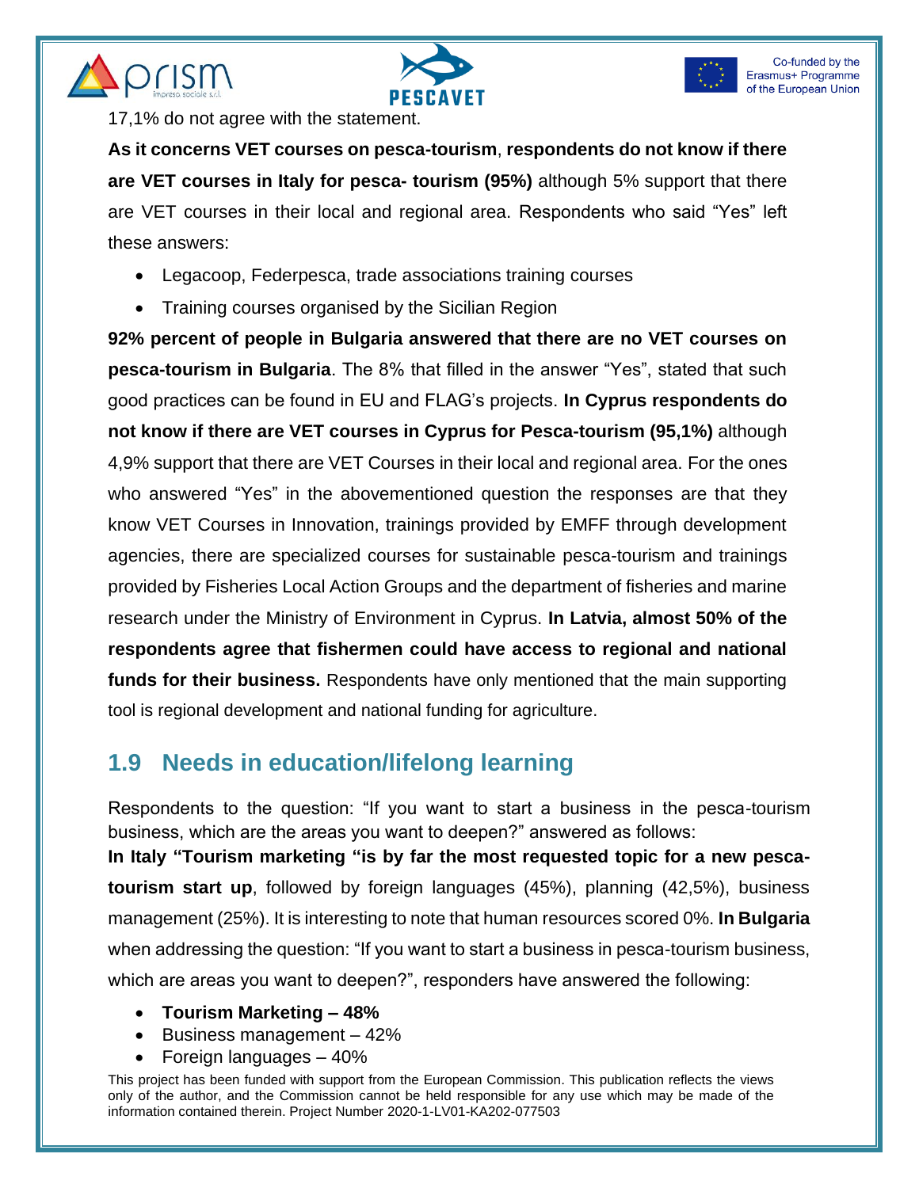17,1% do not agree with the statement.

**As it concerns VET courses on pesca-tourism**, **respondents do not know if there are VET courses in Italy for pesca- tourism (95%)** although 5% support that there are VET courses in their local and regional area. Respondents who said "Yes" left these answers:

- Legacoop, Federpesca, trade associations training courses
- Training courses organised by the Sicilian Region

**92% percent of people in Bulgaria answered that there are no VET courses on pesca-tourism in Bulgaria**. The 8% that filled in the answer "Yes", stated that such good practices can be found in EU and FLAG's projects. **In Cyprus respondents do not know if there are VET courses in Cyprus for Pesca-tourism (95,1%)** although 4,9% support that there are VET Courses in their local and regional area. For the ones who answered "Yes" in the abovementioned question the responses are that they know VET Courses in Innovation, trainings provided by EMFF through development agencies, there are specialized courses for sustainable pesca-tourism and trainings provided by Fisheries Local Action Groups and the department of fisheries and marine research under the Ministry of Environment in Cyprus. **In Latvia, almost 50% of the respondents agree that fishermen could have access to regional and national funds for their business.** Respondents have only mentioned that the main supporting tool is regional development and national funding for agriculture.

## 1.9 Needs in education/lifelong learning

Respondents to the question: "If you want to start a business in the pesca-tourism business, which are the areas you want to deepen?" answered as follows:

**In Italy "Tourism marketing "is by far the most requested topic for a new pesca-tourism start up**, followed by foreign languages (45%), planning (42,5%), business management (25%). It is interesting to note that human resources scored 0%. **In Bulgaria** when addressing the question: "If you want to start a business in pesca-tourism business, which are areas you want to deepen?", responders have answered the following:

- **Tourism Marketing – 48%**
- Business management – 42%
- Foreign languages – 40%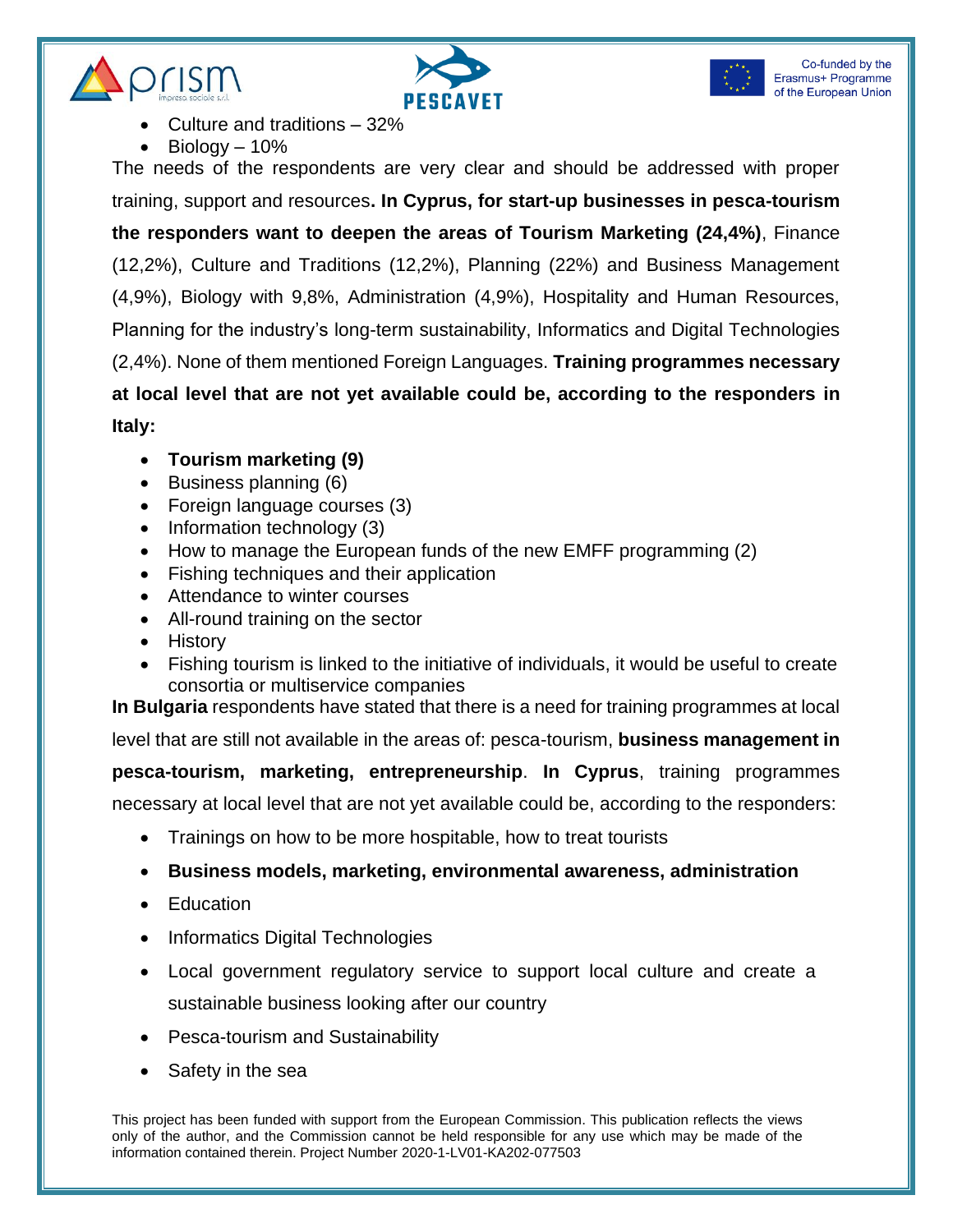- Culture and traditions – 32%
- Biology – 10%

The needs of the respondents are very clear and should be addressed with proper training, support and resources**. In Cyprus, for start-up businesses in pesca-tourism the responders want to deepen the areas of Tourism Marketing (24,4%)**, Finance (12,2%), Culture and Traditions (12,2%), Planning (22%) and Business Management (4,9%), Biology with 9,8%, Administration (4,9%), Hospitality and Human Resources, Planning for the industry's long-term sustainability, Informatics and Digital Technologies (2,4%). None of them mentioned Foreign Languages. **Training programmes necessary at local level that are not yet available could be, according to the responders in Italy:**

- **Tourism marketing (9)**
- Business planning (6)
- Foreign language courses (3)
- Information technology (3)
- How to manage the European funds of the new EMFF programming (2)
- Fishing techniques and their application
- Attendance to winter courses
- All-round training on the sector
- History
- Fishing tourism is linked to the initiative of individuals, it would be useful to create consortia or multiservice companies

**In Bulgaria** respondents have stated that there is a need for training programmes at local level that are still not available in the areas of: pesca-tourism, **business management in pesca-tourism, marketing, entrepreneurship**. **In Cyprus**, training programmes necessary at local level that are not yet available could be, according to the responders:

- Trainings on how to be more hospitable, how to treat tourists
- **Business models, marketing, environmental awareness, administration**
- Education
- Informatics Digital Technologies
- Local government regulatory service to support local culture and create a sustainable business looking after our country
- Pesca-tourism and Sustainability
- Safety in the sea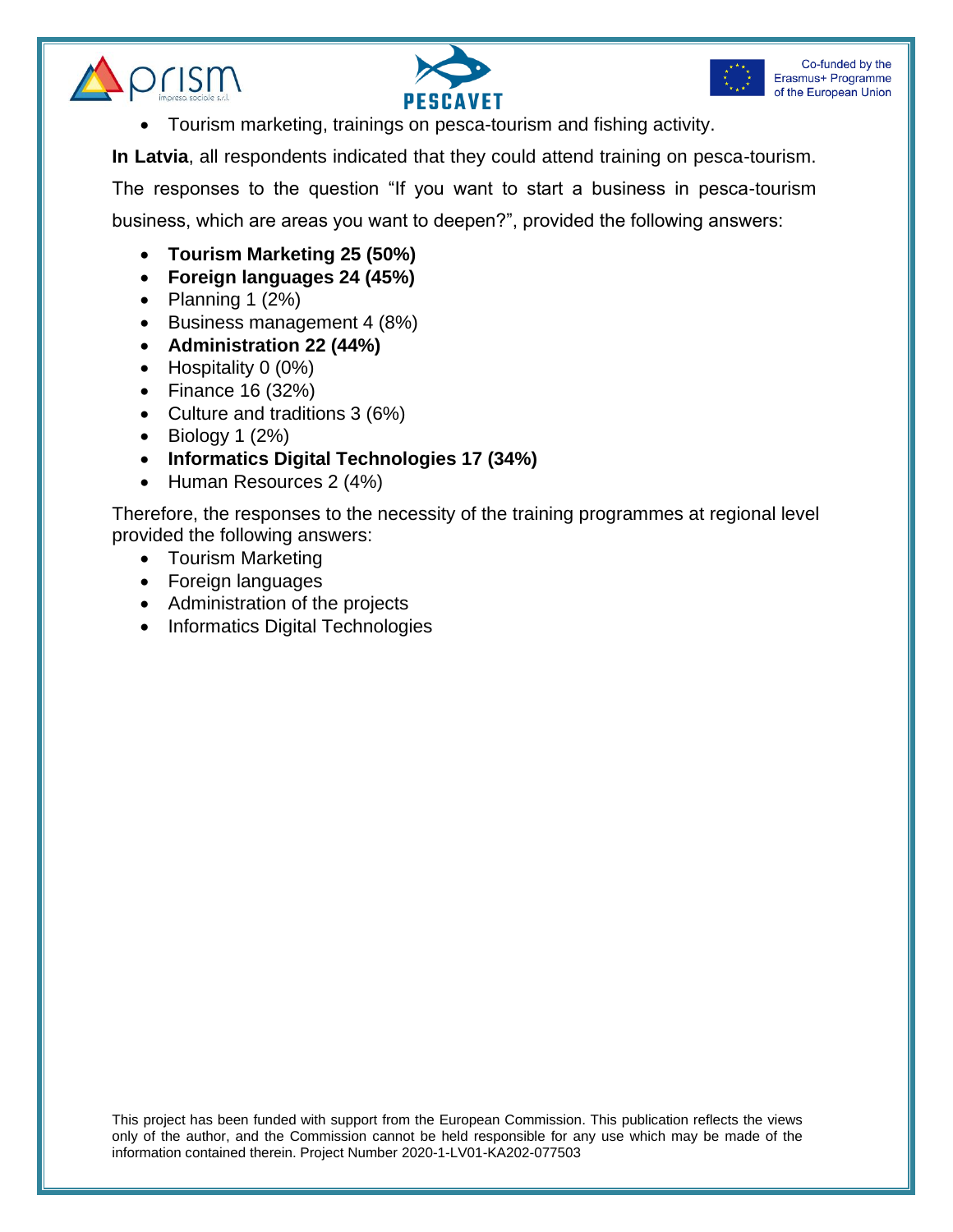- Tourism marketing, trainings on pesca-tourism and fishing activity.

**In Latvia**, all respondents indicated that they could attend training on pesca-tourism. The responses to the question "If you want to start a business in pesca-tourism business, which are areas you want to deepen?", provided the following answers:

- **Tourism Marketing 25 (50%)**
- **Foreign languages 24 (45%)**
- Planning 1 (2%)
- Business management 4 (8%)
- **Administration 22 (44%)**
- Hospitality 0 (0%)
- Finance 16 (32%)
- Culture and traditions 3 (6%)
- Biology 1 (2%)
- **Informatics Digital Technologies 17 (34%)**
- Human Resources 2 (4%)

Therefore, the responses to the necessity of the training programmes at regional level provided the following answers:

- Tourism Marketing
- Foreign languages
- Administration of the projects
- Informatics Digital Technologies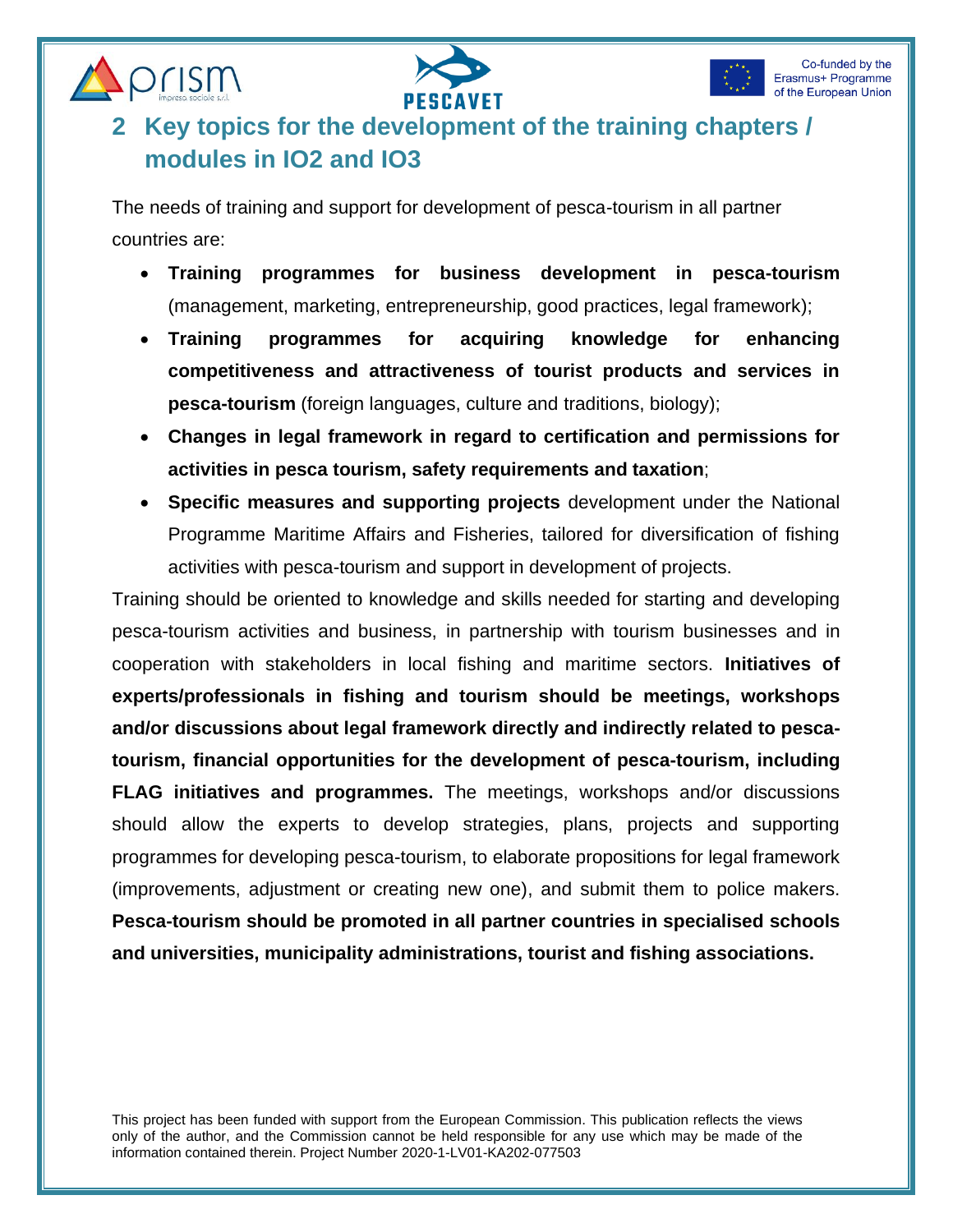## 2 Key topics for the development of the training chapters / modules in IO2 and IO3

The needs of training and support for development of pesca-tourism in all partner countries are:

- **Training programmes for business development in pesca-tourism** (management, marketing, entrepreneurship, good practices, legal framework);
- **Training programmes for acquiring knowledge for enhancing competitiveness and attractiveness of tourist products and services in pesca-tourism** (foreign languages, culture and traditions, biology);
- **Changes in legal framework in regard to certification and permissions for activities in pesca tourism, safety requirements and taxation**;
- **Specific measures and supporting projects** development under the National Programme Maritime Affairs and Fisheries, tailored for diversification of fishing activities with pesca-tourism and support in development of projects.

Training should be oriented to knowledge and skills needed for starting and developing pesca-tourism activities and business, in partnership with tourism businesses and in cooperation with stakeholders in local fishing and maritime sectors. **Initiatives of experts/professionals in fishing and tourism should be meetings, workshops and/or discussions about legal framework directly and indirectly related to pesca-tourism, financial opportunities for the development of pesca-tourism, including FLAG initiatives and programmes.** The meetings, workshops and/or discussions should allow the experts to develop strategies, plans, projects and supporting programmes for developing pesca-tourism, to elaborate propositions for legal framework (improvements, adjustment or creating new one), and submit them to police makers. **Pesca-tourism should be promoted in all partner countries in specialised schools and universities, municipality administrations, tourist and fishing associations.**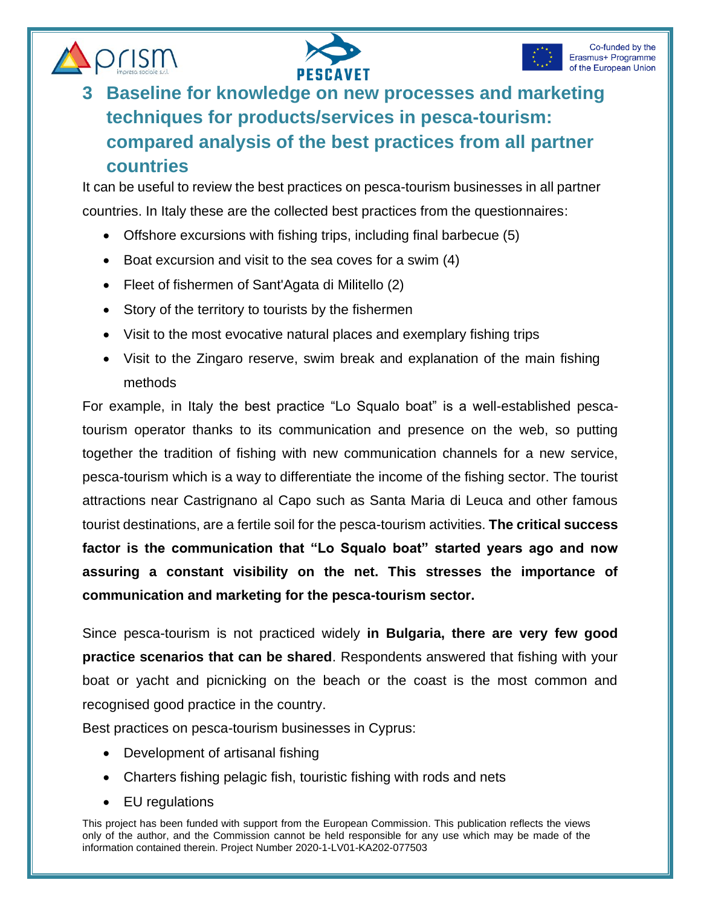# 3 Baseline for knowledge on new processes and marketing techniques for products/services in pesca-tourism: compared analysis of the best practices from all partner countries

It can be useful to review the best practices on pesca-tourism businesses in all partner countries. In Italy these are the collected best practices from the questionnaires:

- Offshore excursions with fishing trips, including final barbecue (5)
- Boat excursion and visit to the sea coves for a swim (4)
- Fleet of fishermen of Sant'Agata di Militello (2)
- Story of the territory to tourists by the fishermen
- Visit to the most evocative natural places and exemplary fishing trips
- Visit to the Zingaro reserve, swim break and explanation of the main fishing methods

For example, in Italy the best practice "Lo Squalo boat" is a well-established pesca-tourism operator thanks to its communication and presence on the web, so putting together the tradition of fishing with new communication channels for a new service, pesca-tourism which is a way to differentiate the income of the fishing sector. The tourist attractions near Castrignano al Capo such as Santa Maria di Leuca and other famous tourist destinations, are a fertile soil for the pesca-tourism activities. **The critical success factor is the communication that "Lo Squalo boat" started years ago and now assuring a constant visibility on the net. This stresses the importance of communication and marketing for the pesca-tourism sector.**

Since pesca-tourism is not practiced widely **in Bulgaria, there are very few good practice scenarios that can be shared**. Respondents answered that fishing with your boat or yacht and picnicking on the beach or the coast is the most common and recognised good practice in the country.

Best practices on pesca-tourism businesses in Cyprus:

- Development of artisanal fishing
- Charters fishing pelagic fish, touristic fishing with rods and nets
- EU regulations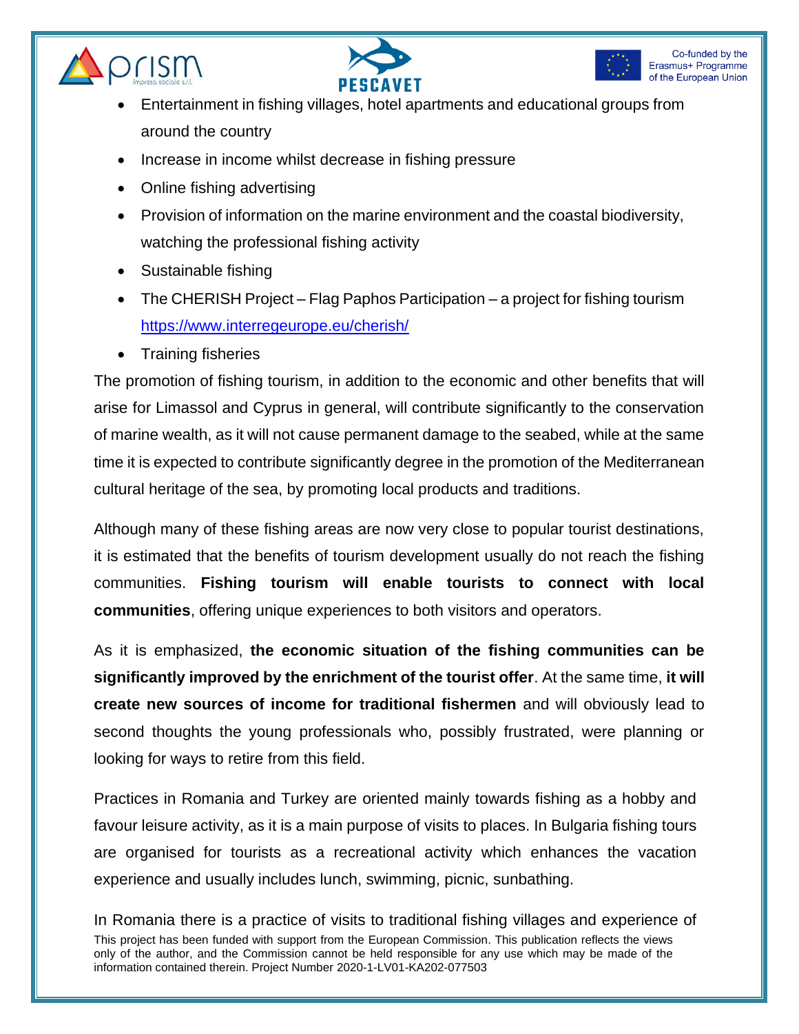- Entertainment in fishing villages, hotel apartments and educational groups from around the country
- Increase in income whilst decrease in fishing pressure
- Online fishing advertising
- Provision of information on the marine environment and the coastal biodiversity, watching the professional fishing activity
- Sustainable fishing
- The CHERISH Project – Flag Paphos Participation – a project for fishing tourism https://www.interregeurope.eu/cherish/
- Training fisheries

The promotion of fishing tourism, in addition to the economic and other benefits that will arise for Limassol and Cyprus in general, will contribute significantly to the conservation of marine wealth, as it will not cause permanent damage to the seabed, while at the same time it is expected to contribute significantly degree in the promotion of the Mediterranean cultural heritage of the sea, by promoting local products and traditions.

Although many of these fishing areas are now very close to popular tourist destinations, it is estimated that the benefits of tourism development usually do not reach the fishing communities. **Fishing tourism will enable tourists to connect with local communities**, offering unique experiences to both visitors and operators.

As it is emphasized, **the economic situation of the fishing communities can be significantly improved by the enrichment of the tourist offer**. At the same time, **it will create new sources of income for traditional fishermen** and will obviously lead to second thoughts the young professionals who, possibly frustrated, were planning or looking for ways to retire from this field.

Practices in Romania and Turkey are oriented mainly towards fishing as a hobby and favour leisure activity, as it is a main purpose of visits to places. In Bulgaria fishing tours are organised for tourists as a recreational activity which enhances the vacation experience and usually includes lunch, swimming, picnic, sunbathing.

In Romania there is a practice of visits to traditional fishing villages and experience of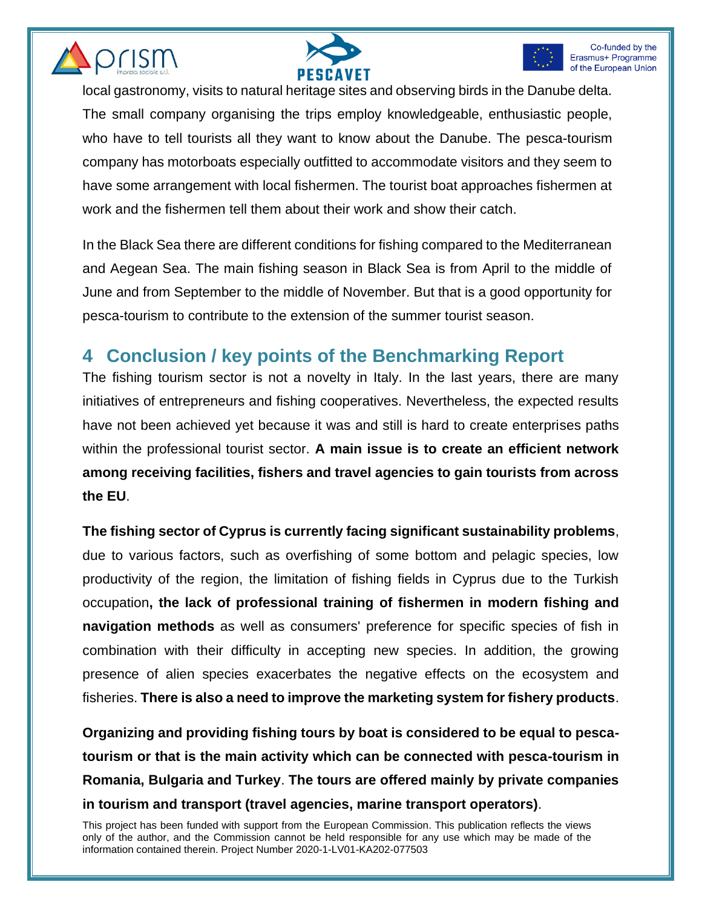local gastronomy, visits to natural heritage sites and observing birds in the Danube delta. The small company organising the trips employ knowledgeable, enthusiastic people, who have to tell tourists all they want to know about the Danube. The pesca-tourism company has motorboats especially outfitted to accommodate visitors and they seem to have some arrangement with local fishermen. The tourist boat approaches fishermen at work and the fishermen tell them about their work and show their catch.

In the Black Sea there are different conditions for fishing compared to the Mediterranean and Aegean Sea. The main fishing season in Black Sea is from April to the middle of June and from September to the middle of November. But that is a good opportunity for pesca-tourism to contribute to the extension of the summer tourist season.

# 4 Conclusion / key points of the Benchmarking Report

The fishing tourism sector is not a novelty in Italy. In the last years, there are many initiatives of entrepreneurs and fishing cooperatives. Nevertheless, the expected results have not been achieved yet because it was and still is hard to create enterprises paths within the professional tourist sector. **A main issue is to create an efficient network among receiving facilities, fishers and travel agencies to gain tourists from across the EU**.

**The fishing sector of Cyprus is currently facing significant sustainability problems**, due to various factors, such as overfishing of some bottom and pelagic species, low productivity of the region, the limitation of fishing fields in Cyprus due to the Turkish occupation**, the lack of professional training of fishermen in modern fishing and navigation methods** as well as consumers' preference for specific species of fish in combination with their difficulty in accepting new species. In addition, the growing presence of alien species exacerbates the negative effects on the ecosystem and fisheries. **There is also a need to improve the marketing system for fishery products**.

**Organizing and providing fishing tours by boat is considered to be equal to pesca-tourism or that is the main activity which can be connected with pesca-tourism in Romania, Bulgaria and Turkey**. **The tours are offered mainly by private companies in tourism and transport (travel agencies, marine transport operators)**.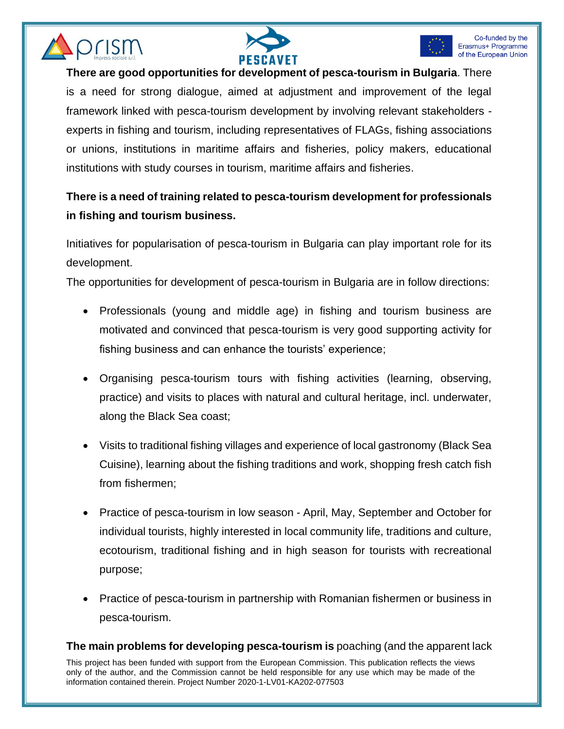**There are good opportunities for development of pesca-tourism in Bulgaria**. There is a need for strong dialogue, aimed at adjustment and improvement of the legal framework linked with pesca-tourism development by involving relevant stakeholders - experts in fishing and tourism, including representatives of FLAGs, fishing associations or unions, institutions in maritime affairs and fisheries, policy makers, educational institutions with study courses in tourism, maritime affairs and fisheries.

**There is a need of training related to pesca-tourism development for professionals in fishing and tourism business.**

Initiatives for popularisation of pesca-tourism in Bulgaria can play important role for its development.

The opportunities for development of pesca-tourism in Bulgaria are in follow directions:

- Professionals (young and middle age) in fishing and tourism business are motivated and convinced that pesca-tourism is very good supporting activity for fishing business and can enhance the tourists' experience;
- Organising pesca-tourism tours with fishing activities (learning, observing, practice) and visits to places with natural and cultural heritage, incl. underwater, along the Black Sea coast;
- Visits to traditional fishing villages and experience of local gastronomy (Black Sea Cuisine), learning about the fishing traditions and work, shopping fresh catch fish from fishermen;
- Practice of pesca-tourism in low season - April, May, September and October for individual tourists, highly interested in local community life, traditions and culture, ecotourism, traditional fishing and in high season for tourists with recreational purpose;
- Practice of pesca-tourism in partnership with Romanian fishermen or business in pesca-tourism.

**The main problems for developing pesca-tourism is** poaching (and the apparent lack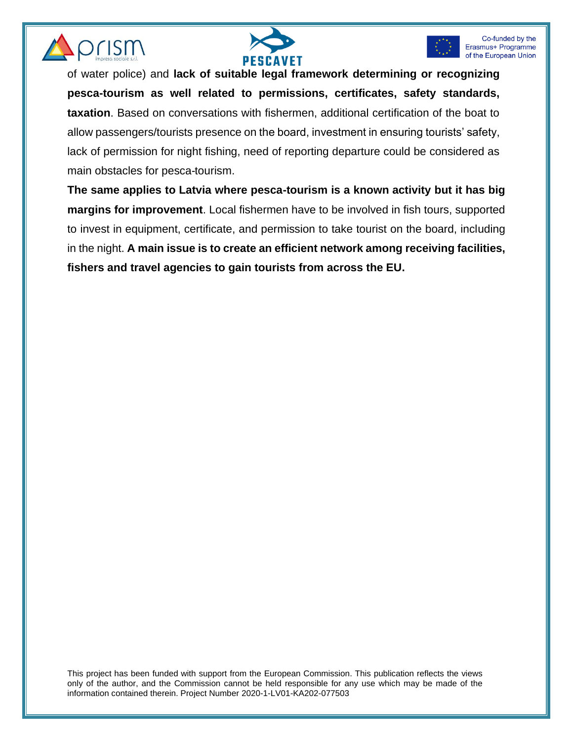of water police) and **lack of suitable legal framework determining or recognizing pesca-tourism as well related to permissions, certificates, safety standards, taxation**. Based on conversations with fishermen, additional certification of the boat to allow passengers/tourists presence on the board, investment in ensuring tourists' safety, lack of permission for night fishing, need of reporting departure could be considered as main obstacles for pesca-tourism.

**The same applies to Latvia where pesca-tourism is a known activity but it has big margins for improvement**. Local fishermen have to be involved in fish tours, supported to invest in equipment, certificate, and permission to take tourist on the board, including in the night. **A main issue is to create an efficient network among receiving facilities, fishers and travel agencies to gain tourists from across the EU.**